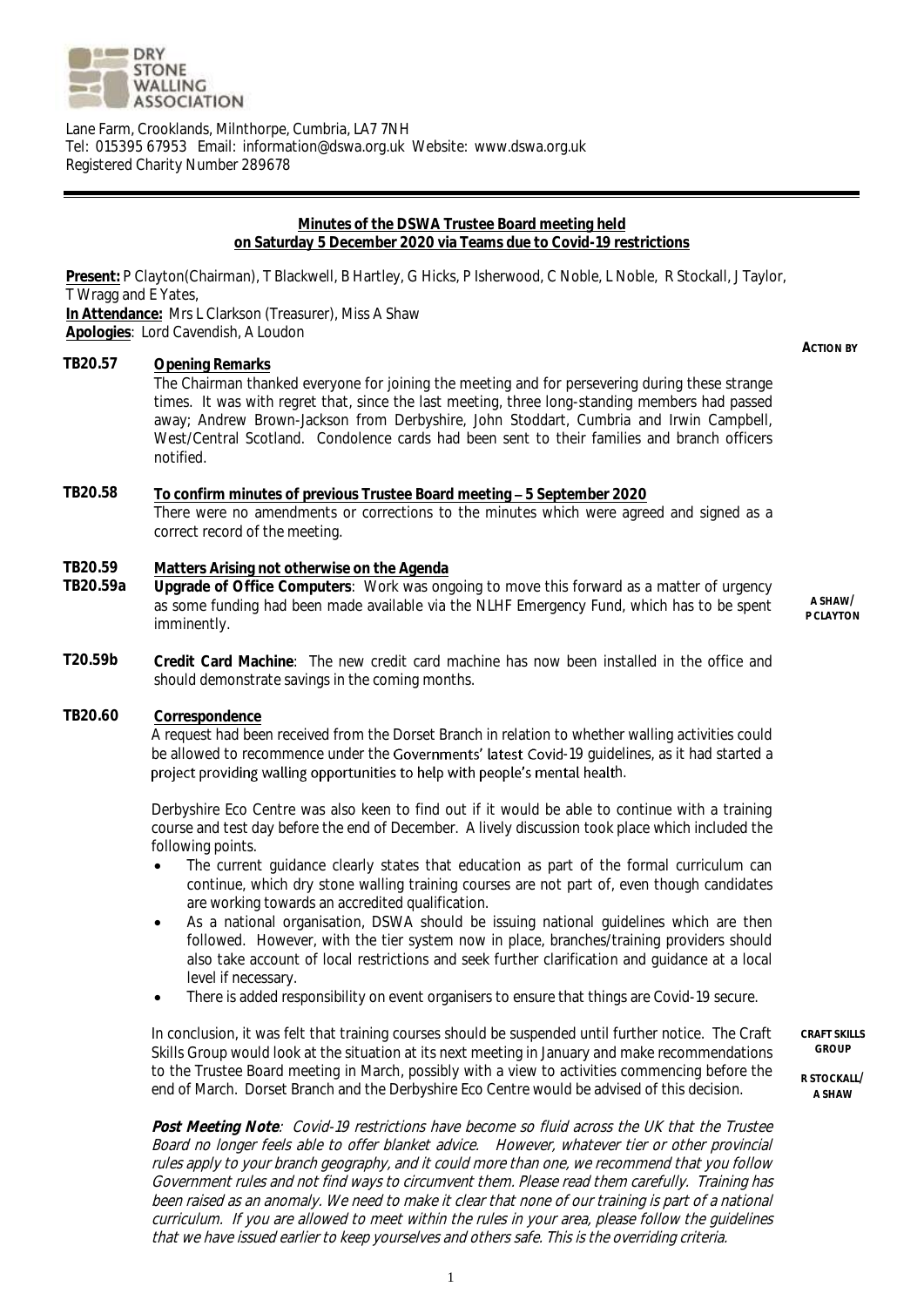DRY STONE WALLING ASSOCIATION

Lane Farm, Crooklands, Milnthorpe, Cumbria, LA7 7NH
Tel: 015395 67953 Email: information@dswa.org.uk Website: www.dswa.org.uk
Registered Charity Number 289678

**Minutes of the DSWA Trustee Board meeting held on Saturday 5 December 2020 via Teams due to Covid-19 restrictions**

**Present:** P Clayton(Chairman), T Blackwell, B Hartley, G Hicks, P Isherwood, C Noble, L Noble, R Stockall, J Taylor, T Wragg and E Yates,
**In Attendance:** Mrs L Clarkson (Treasurer), Miss A Shaw
**Apologies**: Lord Cavendish, A Loudon

**ACTION BY**

**TB20.57 Opening Remarks**

The Chairman thanked everyone for joining the meeting and for persevering during these strange times. It was with regret that, since the last meeting, three long-standing members had passed away; Andrew Brown-Jackson from Derbyshire, John Stoddart, Cumbria and Irwin Campbell, West/Central Scotland. Condolence cards had been sent to their families and branch officers notified.

**TB20.58 To confirm minutes of previous Trustee Board meeting – 5 September 2020**

There were no amendments or corrections to the minutes which were agreed and signed as a correct record of the meeting.

**TB20.59 Matters Arising not otherwise on the Agenda**

**TB20.59a Upgrade of Office Computers**: Work was ongoing to move this forward as a matter of urgency as some funding had been made available via the NLHF Emergency Fund, which has to be spent imminently. — **A SHAW/ P CLAYTON**

**T20.59b Credit Card Machine**: The new credit card machine has now been installed in the office and should demonstrate savings in the coming months.

**TB20.60 Correspondence**

A request had been received from the Dorset Branch in relation to whether walling activities could be allowed to recommence under the Governments' latest Covid-19 guidelines, as it had started a project providing walling opportunities to help with people's mental health.

Derbyshire Eco Centre was also keen to find out if it would be able to continue with a training course and test day before the end of December. A lively discussion took place which included the following points.

- The current guidance clearly states that education as part of the formal curriculum can continue, which dry stone walling training courses are not part of, even though candidates are working towards an accredited qualification.
- As a national organisation, DSWA should be issuing national guidelines which are then followed. However, with the tier system now in place, branches/training providers should also take account of local restrictions and seek further clarification and guidance at a local level if necessary.
- There is added responsibility on event organisers to ensure that things are Covid-19 secure.

In conclusion, it was felt that training courses should be suspended until further notice. The Craft Skills Group would look at the situation at its next meeting in January and make recommendations to the Trustee Board meeting in March, possibly with a view to activities commencing before the end of March. Dorset Branch and the Derbyshire Eco Centre would be advised of this decision. — **CRAFT SKILLS GROUP** / **R STOCKALL/ A SHAW**

***Post Meeting Note**: Covid-19 restrictions have become so fluid across the UK that the Trustee Board no longer feels able to offer blanket advice. However, whatever tier or other provincial rules apply to your branch geography, and it could more than one, we recommend that you follow Government rules and not find ways to circumvent them. Please read them carefully. Training has been raised as an anomaly. We need to make it clear that none of our training is part of a national curriculum. If you are allowed to meet within the rules in your area, please follow the guidelines that we have issued earlier to keep yourselves and others safe. This is the overriding criteria.*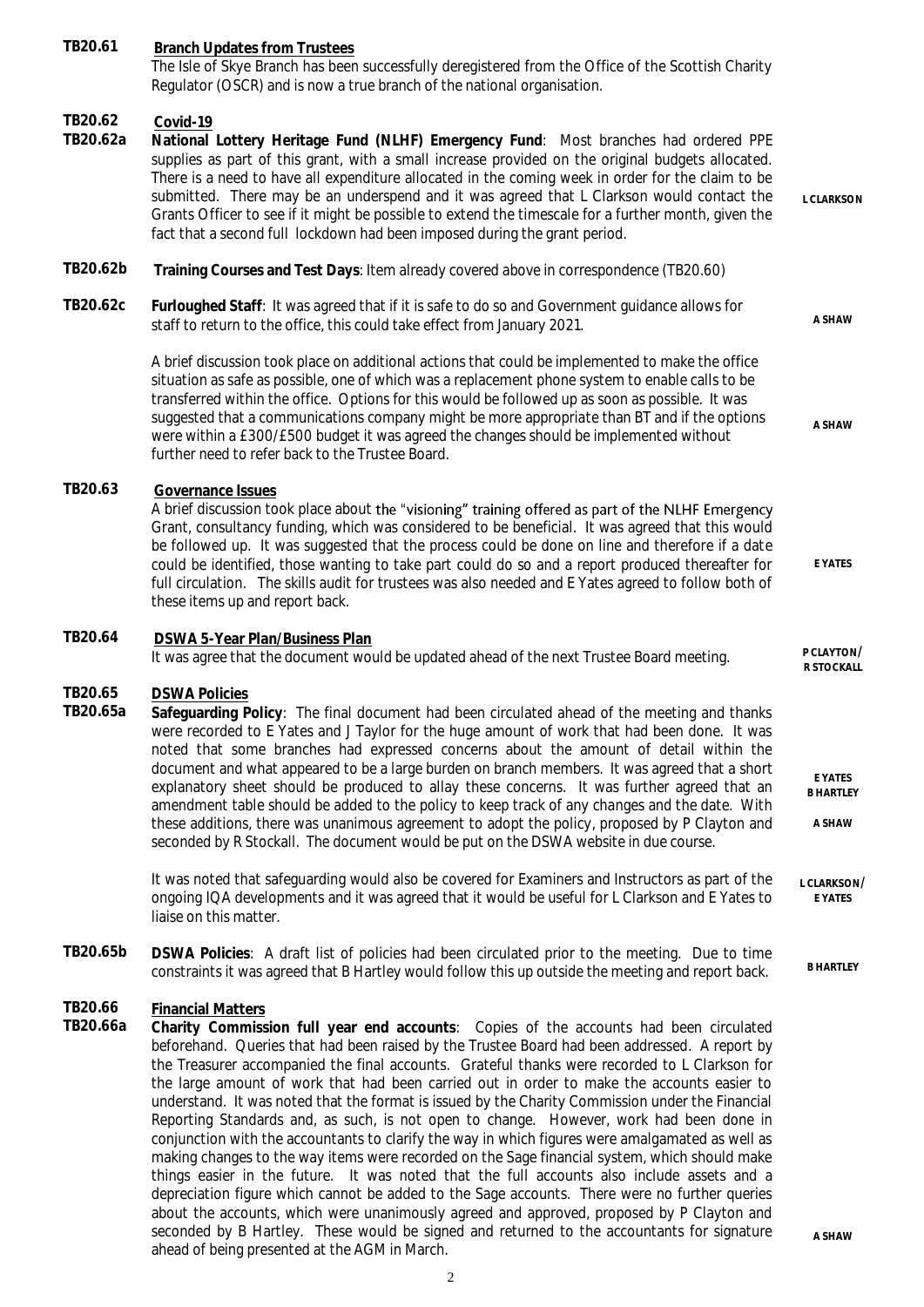**TB20.61** **Branch Updates from Trustees**

The Isle of Skye Branch has been successfully deregistered from the Office of the Scottish Charity Regulator (OSCR) and is now a true branch of the national organisation.

**TB20.62** **Covid-19**

**TB20.62a** **National Lottery Heritage Fund (NLHF) Emergency Fund**: Most branches had ordered PPE supplies as part of this grant, with a small increase provided on the original budgets allocated. There is a need to have all expenditure allocated in the coming week in order for the claim to be submitted. There may be an underspend and it was agreed that L Clarkson would contact the Grants Officer to see if it might be possible to extend the timescale for a further month, given the fact that a second full lockdown had been imposed during the grant period. — **L CLARKSON**

**TB20.62b** **Training Courses and Test Days**: Item already covered above in correspondence (TB20.60)

**TB20.62c** **Furloughed Staff**: It was agreed that if it is safe to do so and Government guidance allows for staff to return to the office, this could take effect from January 2021. — **A SHAW**

A brief discussion took place on additional actions that could be implemented to make the office situation as safe as possible, one of which was a replacement phone system to enable calls to be transferred within the office. Options for this would be followed up as soon as possible. It was suggested that a communications company might be more appropriate than BT and if the options were within a £300/£500 budget it was agreed the changes should be implemented without further need to refer back to the Trustee Board. — **A SHAW**

**TB20.63** **Governance Issues**

A brief discussion took place about the "visioning" training offered as part of the NLHF Emergency Grant, consultancy funding, which was considered to be beneficial. It was agreed that this would be followed up. It was suggested that the process could be done on line and therefore if a date could be identified, those wanting to take part could do so and a report produced thereafter for full circulation. The skills audit for trustees was also needed and E Yates agreed to follow both of these items up and report back. — **E YATES**

**TB20.64** **DSWA 5-Year Plan/Business Plan**

It was agree that the document would be updated ahead of the next Trustee Board meeting. — **P CLAYTON/ R STOCKALL**

**TB20.65** **DSWA Policies**

**TB20.65a** **Safeguarding Policy**: The final document had been circulated ahead of the meeting and thanks were recorded to E Yates and J Taylor for the huge amount of work that had been done. It was noted that some branches had expressed concerns about the amount of detail within the document and what appeared to be a large burden on branch members. It was agreed that a short explanatory sheet should be produced to allay these concerns. It was further agreed that an amendment table should be added to the policy to keep track of any changes and the date. With these additions, there was unanimous agreement to adopt the policy, proposed by P Clayton and seconded by R Stockall. The document would be put on the DSWA website in due course. — **E YATES / B HARTLEY / A SHAW**

It was noted that safeguarding would also be covered for Examiners and Instructors as part of the ongoing IQA developments and it was agreed that it would be useful for L Clarkson and E Yates to liaise on this matter. — **L CLARKSON/ E YATES**

**TB20.65b** **DSWA Policies**: A draft list of policies had been circulated prior to the meeting. Due to time constraints it was agreed that B Hartley would follow this up outside the meeting and report back. — **B HARTLEY**

**TB20.66** **Financial Matters**

**TB20.66a** **Charity Commission full year end accounts**: Copies of the accounts had been circulated beforehand. Queries that had been raised by the Trustee Board had been addressed. A report by the Treasurer accompanied the final accounts. Grateful thanks were recorded to L Clarkson for the large amount of work that had been carried out in order to make the accounts easier to understand. It was noted that the format is issued by the Charity Commission under the Financial Reporting Standards and, as such, is not open to change. However, work had been done in conjunction with the accountants to clarify the way in which figures were amalgamated as well as making changes to the way items were recorded on the Sage financial system, which should make things easier in the future. It was noted that the full accounts also include assets and a depreciation figure which cannot be added to the Sage accounts. There were no further queries about the accounts, which were unanimously agreed and approved, proposed by P Clayton and seconded by B Hartley. These would be signed and returned to the accountants for signature ahead of being presented at the AGM in March. — **A SHAW**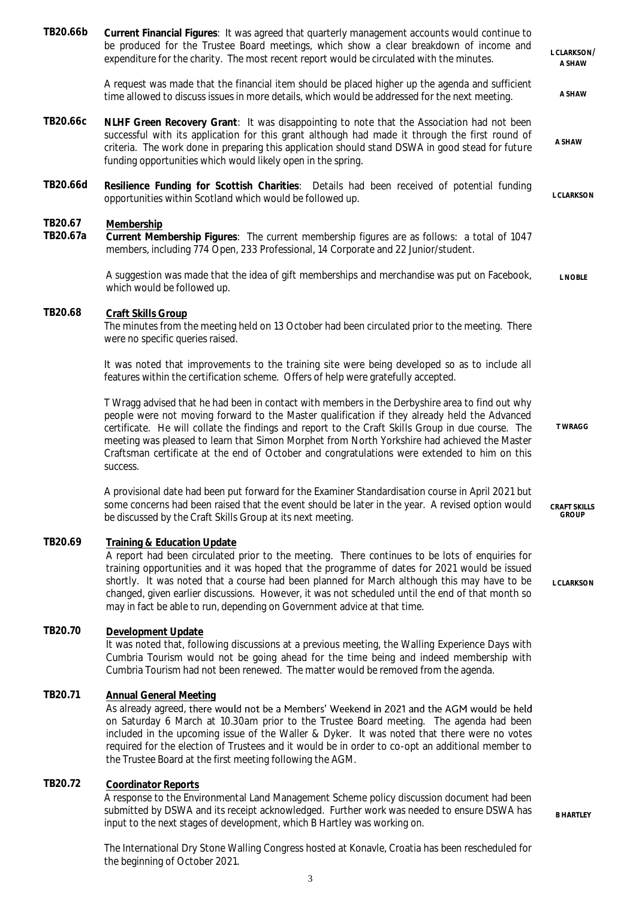**TB20.66b** **Current Financial Figures**: It was agreed that quarterly management accounts would continue to be produced for the Trustee Board meetings, which show a clear breakdown of income and expenditure for the charity. The most recent report would be circulated with the minutes. **L CLARKSON/ A SHAW**

A request was made that the financial item should be placed higher up the agenda and sufficient time allowed to discuss issues in more details, which would be addressed for the next meeting. **A SHAW**

**TB20.66c** **NLHF Green Recovery Grant**: It was disappointing to note that the Association had not been successful with its application for this grant although had made it through the first round of criteria. The work done in preparing this application should stand DSWA in good stead for future funding opportunities which would likely open in the spring. **A SHAW**

**TB20.66d** **Resilience Funding for Scottish Charities**: Details had been received of potential funding opportunities within Scotland which would be followed up. **L CLARKSON**

**TB20.67** **Membership**

**TB20.67a** **Current Membership Figures**: The current membership figures are as follows: a total of 1047 members, including 774 Open, 233 Professional, 14 Corporate and 22 Junior/student.

A suggestion was made that the idea of gift memberships and merchandise was put on Facebook, which would be followed up. **L NOBLE**

**TB20.68** **Craft Skills Group**

The minutes from the meeting held on 13 October had been circulated prior to the meeting. There were no specific queries raised.

It was noted that improvements to the training site were being developed so as to include all features within the certification scheme. Offers of help were gratefully accepted.

T Wragg advised that he had been in contact with members in the Derbyshire area to find out why people were not moving forward to the Master qualification if they already held the Advanced certificate. He will collate the findings and report to the Craft Skills Group in due course. The meeting was pleased to learn that Simon Morphet from North Yorkshire had achieved the Master Craftsman certificate at the end of October and congratulations were extended to him on this success. **T WRAGG**

A provisional date had been put forward for the Examiner Standardisation course in April 2021 but some concerns had been raised that the event should be later in the year. A revised option would be discussed by the Craft Skills Group at its next meeting. **CRAFT SKILLS GROUP**

**TB20.69** **Training & Education Update**

A report had been circulated prior to the meeting. There continues to be lots of enquiries for training opportunities and it was hoped that the programme of dates for 2021 would be issued shortly. It was noted that a course had been planned for March although this may have to be changed, given earlier discussions. However, it was not scheduled until the end of that month so may in fact be able to run, depending on Government advice at that time. **L CLARKSON**

**TB20.70** **Development Update**

It was noted that, following discussions at a previous meeting, the Walling Experience Days with Cumbria Tourism would not be going ahead for the time being and indeed membership with Cumbria Tourism had not been renewed. The matter would be removed from the agenda.

**TB20.71** **Annual General Meeting**

As already agreed, there would not be a Members' Weekend in 2021 and the AGM would be held on Saturday 6 March at 10.30am prior to the Trustee Board meeting. The agenda had been included in the upcoming issue of the Waller & Dyker. It was noted that there were no votes required for the election of Trustees and it would be in order to co-opt an additional member to the Trustee Board at the first meeting following the AGM.

**TB20.72** **Coordinator Reports**

A response to the Environmental Land Management Scheme policy discussion document had been submitted by DSWA and its receipt acknowledged. Further work was needed to ensure DSWA has input to the next stages of development, which B Hartley was working on. **B HARTLEY**

The International Dry Stone Walling Congress hosted at Konavle, Croatia has been rescheduled for the beginning of October 2021.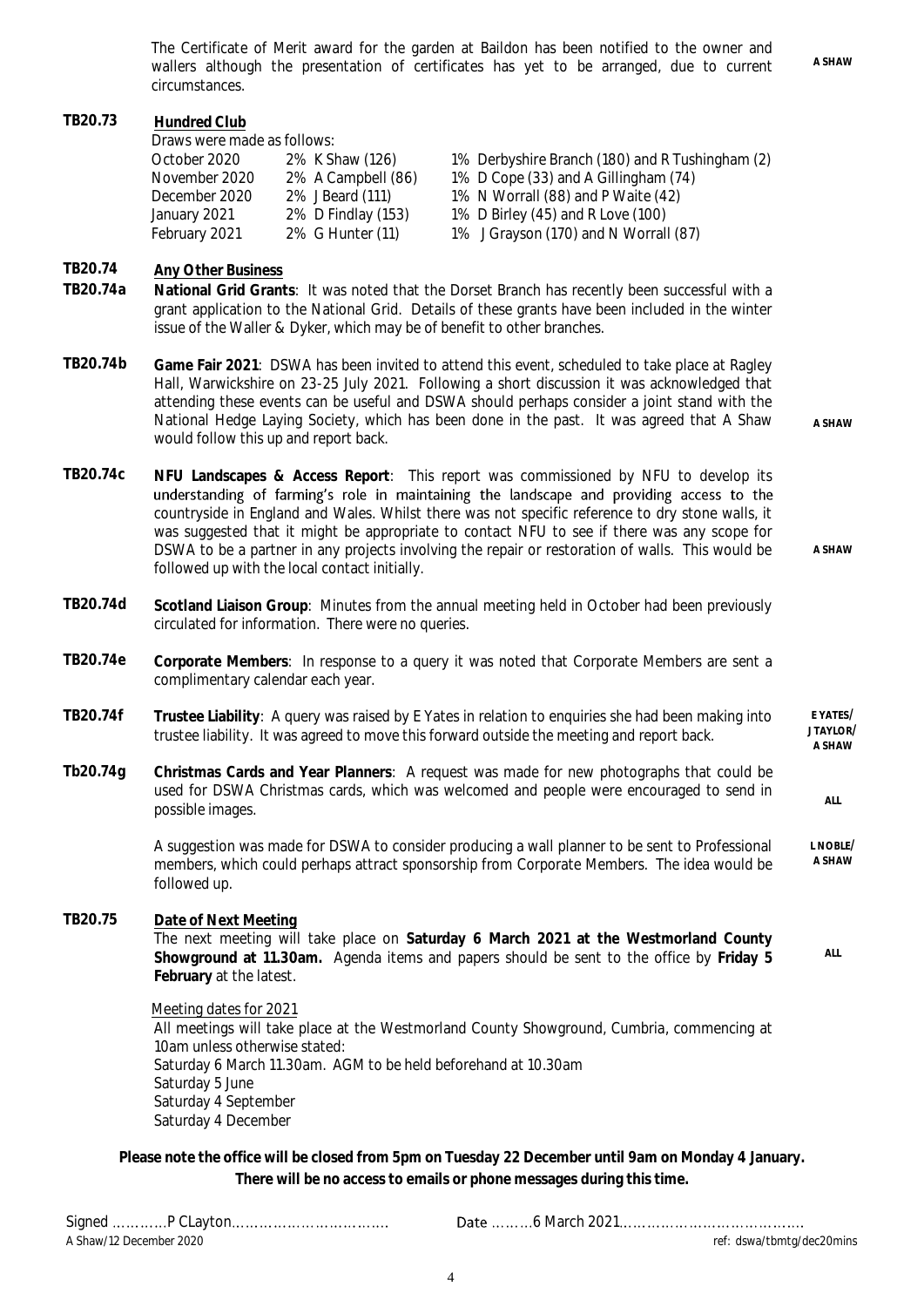The Certificate of Merit award for the garden at Baildon has been notified to the owner and wallers although the presentation of certificates has yet to be arranged, due to current circumstances. **A SHAW**

**TB20.73 Hundred Club**

Draws were made as follows:

| | | |
|---|---|---|
| October 2020 | 2% K Shaw (126) | 1% Derbyshire Branch (180) and R Tushingham (2) |
| November 2020 | 2% A Campbell (86) | 1% D Cope (33) and A Gillingham (74) |
| December 2020 | 2% J Beard (111) | 1% N Worrall (88) and P Waite (42) |
| January 2021 | 2% D Findlay (153) | 1% D Birley (45) and R Love (100) |
| February 2021 | 2% G Hunter (11) | 1% J Grayson (170) and N Worrall (87) |

**TB20.74 Any Other Business**

**TB20.74a National Grid Grants**: It was noted that the Dorset Branch has recently been successful with a grant application to the National Grid. Details of these grants have been included in the winter issue of the Waller & Dyker, which may be of benefit to other branches.

**TB20.74b Game Fair 2021**: DSWA has been invited to attend this event, scheduled to take place at Ragley Hall, Warwickshire on 23-25 July 2021. Following a short discussion it was acknowledged that attending these events can be useful and DSWA should perhaps consider a joint stand with the National Hedge Laying Society, which has been done in the past. It was agreed that A Shaw would follow this up and report back. **A SHAW**

**TB20.74c NFU Landscapes & Access Report**: This report was commissioned by NFU to develop its understanding of farming's role in maintaining the landscape and providing access to the countryside in England and Wales. Whilst there was not specific reference to dry stone walls, it was suggested that it might be appropriate to contact NFU to see if there was any scope for DSWA to be a partner in any projects involving the repair or restoration of walls. This would be followed up with the local contact initially. **A SHAW**

**TB20.74d Scotland Liaison Group**: Minutes from the annual meeting held in October had been previously circulated for information. There were no queries.

**TB20.74e Corporate Members**: In response to a query it was noted that Corporate Members are sent a complimentary calendar each year.

**TB20.74f Trustee Liability**: A query was raised by E Yates in relation to enquiries she had been making into trustee liability. It was agreed to move this forward outside the meeting and report back. **E YATES/ J TAYLOR/ A SHAW**

**Tb20.74g Christmas Cards and Year Planners**: A request was made for new photographs that could be used for DSWA Christmas cards, which was welcomed and people were encouraged to send in possible images. **ALL**

A suggestion was made for DSWA to consider producing a wall planner to be sent to Professional members, which could perhaps attract sponsorship from Corporate Members. The idea would be followed up. **L NOBLE/ A SHAW**

**TB20.75 Date of Next Meeting**

The next meeting will take place on **Saturday 6 March 2021 at the Westmorland County Showground at 11.30am.** Agenda items and papers should be sent to the office by **Friday 5 February** at the latest. **ALL**

Meeting dates for 2021

All meetings will take place at the Westmorland County Showground, Cumbria, commencing at 10am unless otherwise stated:

Saturday 6 March 11.30am. AGM to be held beforehand at 10.30am
Saturday 5 June
Saturday 4 September
Saturday 4 December

**Please note the office will be closed from 5pm on Tuesday 22 December until 9am on Monday 4 January. There will be no access to emails or phone messages during this time.**

Signed …………P CLayton……………………………… Date ………6 March 2021…………………………………

A Shaw/12 December 2020 ref: dswa/tbmtg/dec20mins